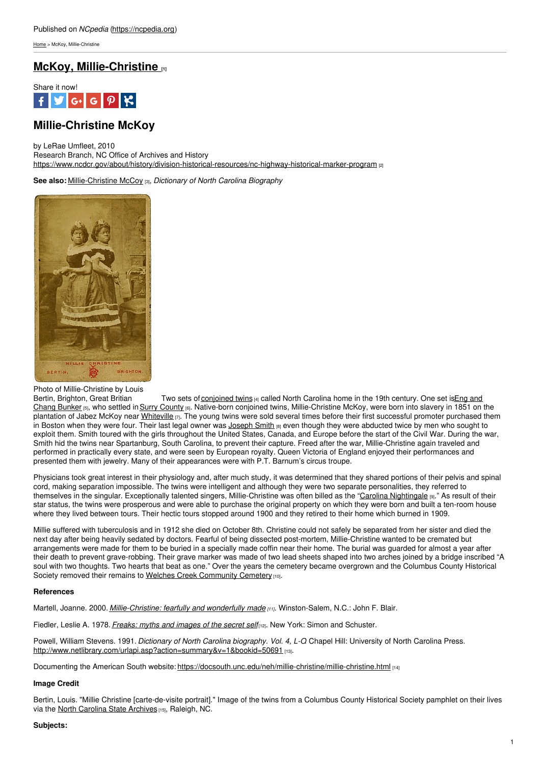Published on *NCpedia* (https://ncpedia.org)

Home > McKoy, Millie-Christine

# McKoy, Millie-Christine [1]

Share it now!

## Millie-Christine McKoy

by LeRae Umfleet, 2010
Research Branch, NC Office of Archives and History
https://www.ncdcr.gov/about/history/division-historical-resources/nc-highway-historical-marker-program [2]

**See also:** Millie-Christine McCoy [3], *Dictionary of North Carolina Biography*

Photo of Millie-Christine by Louis Bertin, Brighton, Great Britian

Two sets of conjoined twins [4] called North Carolina home in the 19th century. One set is Eng and Chang Bunker [5], who settled in Surry County [6]. Native-born conjoined twins, Millie-Christine McKoy, were born into slavery in 1851 on the plantation of Jabez McKoy near Whiteville [7]. The young twins were sold several times before their first successful promoter purchased them in Boston when they were four. Their last legal owner was Joseph Smith [8] even though they were abducted twice by men who sought to exploit them. Smith toured with the girls throughout the United States, Canada, and Europe before the start of the Civil War. During the war, Smith hid the twins near Spartanburg, South Carolina, to prevent their capture. Freed after the war, Millie-Christine again traveled and performed in practically every state, and were seen by European royalty. Queen Victoria of England enjoyed their performances and presented them with jewelry. Many of their appearances were with P.T. Barnum's circus troupe.

Physicians took great interest in their physiology and, after much study, it was determined that they shared portions of their pelvis and spinal cord, making separation impossible. The twins were intelligent and although they were two separate personalities, they referred to themselves in the singular. Exceptionally talented singers, Millie-Christine was often billed as the "Carolina Nightingale [9]." As result of their star status, the twins were prosperous and were able to purchase the original property on which they were born and built a ten-room house where they lived between tours. Their hectic tours stopped around 1900 and they retired to their home which burned in 1909.

Millie suffered with tuberculosis and in 1912 she died on October 8th. Christine could not safely be separated from her sister and died the next day after being heavily sedated by doctors. Fearful of being dissected post-mortem, Millie-Christine wanted to be cremated but arrangements were made for them to be buried in a specially made coffin near their home. The burial was guarded for almost a year after their death to prevent grave-robbing. Their grave marker was made of two lead sheets shaped into two arches joined by a bridge inscribed "A soul with two thoughts. Two hearts that beat as one." Over the years the cemetery became overgrown and the Columbus County Historical Society removed their remains to Welches Creek Community Cemetery [10].

### References

Martell, Joanne. 2000. *Millie-Christine: fearfully and wonderfully made* [11]. Winston-Salem, N.C.: John F. Blair.

Fiedler, Leslie A. 1978. *Freaks: myths and images of the secret self* [12]. New York: Simon and Schuster.

Powell, William Stevens. 1991. *Dictionary of North Carolina biography. Vol. 4, L-Q* Chapel Hill: University of North Carolina Press. http://www.netlibrary.com/urlapi.asp?action=summary&v=1&bookid=50691 [13].

Documenting the American South website: https://docsouth.unc.edu/neh/millie-christine/millie-christine.html [14]

### Image Credit

Bertin, Louis. "Millie Christine [carte-de-visite portrait]." Image of the twins from a Columbus County Historical Society pamphlet on their lives via the North Carolina State Archives [15], Raleigh, NC.

### Subjects: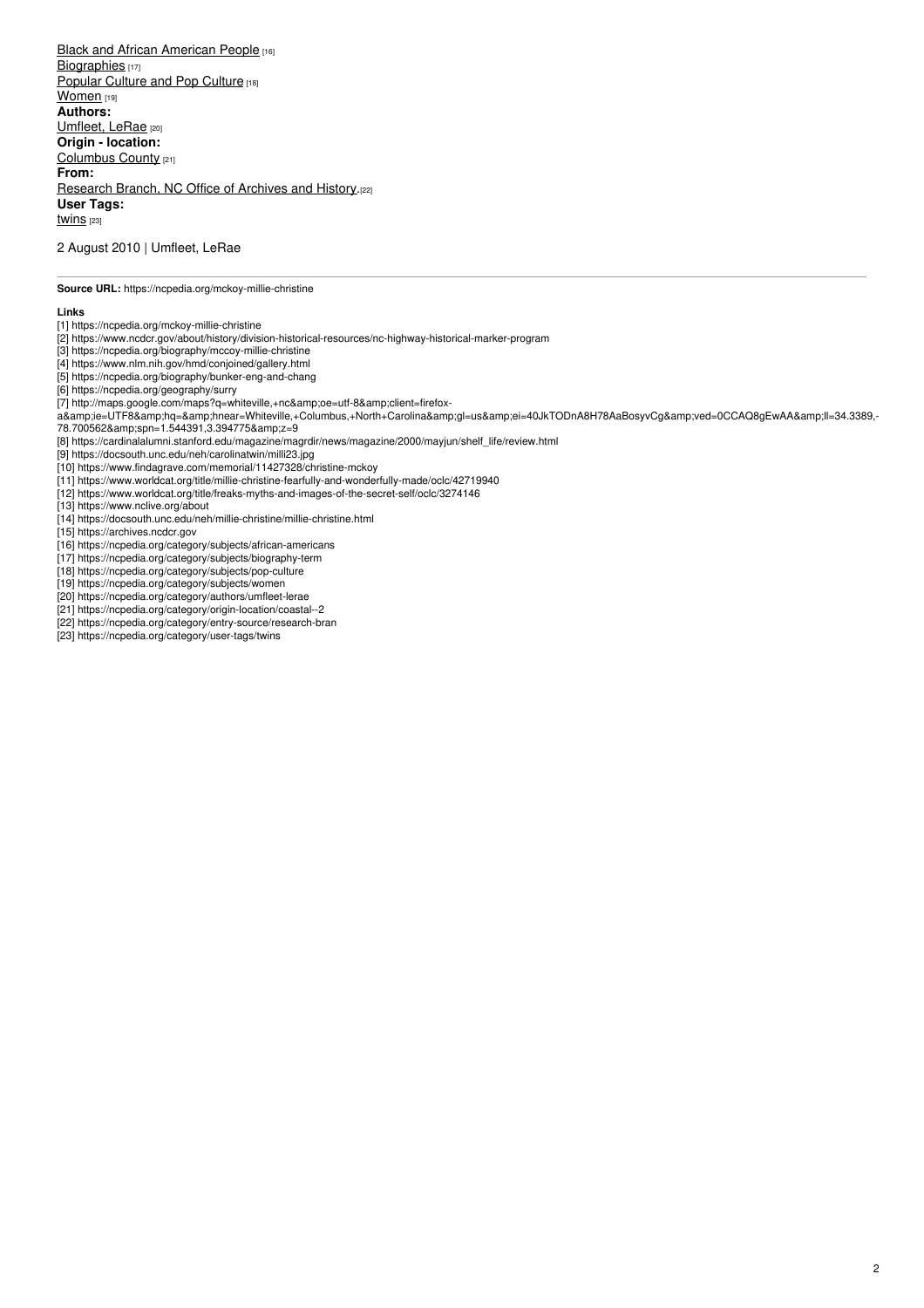[Black and African American People](https://ncpedia.org/category/subjects/african-americans) [16]
[Biographies](https://ncpedia.org/category/subjects/biography-term) [17]
[Popular Culture and Pop Culture](https://ncpedia.org/category/subjects/pop-culture) [18]
[Women](https://ncpedia.org/category/subjects/women) [19]
**Authors:**
[Umfleet, LeRae](https://ncpedia.org/category/authors/umfleet-lerae) [20]
**Origin - location:**
[Columbus County](https://ncpedia.org/category/origin-location/coastal--2) [21]
**From:**
[Research Branch, NC Office of Archives and History.](https://ncpedia.org/category/entry-source/research-bran) [22]
**User Tags:**
[twins](https://ncpedia.org/category/user-tags/twins) [23]

2 August 2010 | Umfleet, LeRae

---

**Source URL:** https://ncpedia.org/mckoy-millie-christine

**Links**

[1] https://ncpedia.org/mckoy-millie-christine
[2] https://www.ncdcr.gov/about/history/division-historical-resources/nc-highway-historical-marker-program
[3] https://ncpedia.org/biography/mccoy-millie-christine
[4] https://www.nlm.nih.gov/hmd/conjoined/gallery.html
[5] https://ncpedia.org/biography/bunker-eng-and-chang
[6] https://ncpedia.org/geography/surry
[7] http://maps.google.com/maps?q=whiteville,+nc&amp;oe=utf-8&amp;client=firefox-a&amp;ie=UTF8&amp;hq=&amp;hnear=Whiteville,+Columbus,+North+Carolina&amp;gl=us&amp;ei=40JkTODnA8H78AaBosyvCg&amp;ved=0CCAQ8gEwAA&amp;ll=34.3389,-78.700562&amp;spn=1.544391,3.394775&amp;z=9
[8] https://cardinalalumni.stanford.edu/magazine/magrdir/news/magazine/2000/mayjun/shelf_life/review.html
[9] https://docsouth.unc.edu/neh/carolinatwin/milli23.jpg
[10] https://www.findagrave.com/memorial/11427328/christine-mckoy
[11] https://www.worldcat.org/title/millie-christine-fearfully-and-wonderfully-made/oclc/42719940
[12] https://www.worldcat.org/title/freaks-myths-and-images-of-the-secret-self/oclc/3274146
[13] https://www.nclive.org/about
[14] https://docsouth.unc.edu/neh/millie-christine/millie-christine.html
[15] https://archives.ncdcr.gov
[16] https://ncpedia.org/category/subjects/african-americans
[17] https://ncpedia.org/category/subjects/biography-term
[18] https://ncpedia.org/category/subjects/pop-culture
[19] https://ncpedia.org/category/subjects/women
[20] https://ncpedia.org/category/authors/umfleet-lerae
[21] https://ncpedia.org/category/origin-location/coastal--2
[22] https://ncpedia.org/category/entry-source/research-bran
[23] https://ncpedia.org/category/user-tags/twins